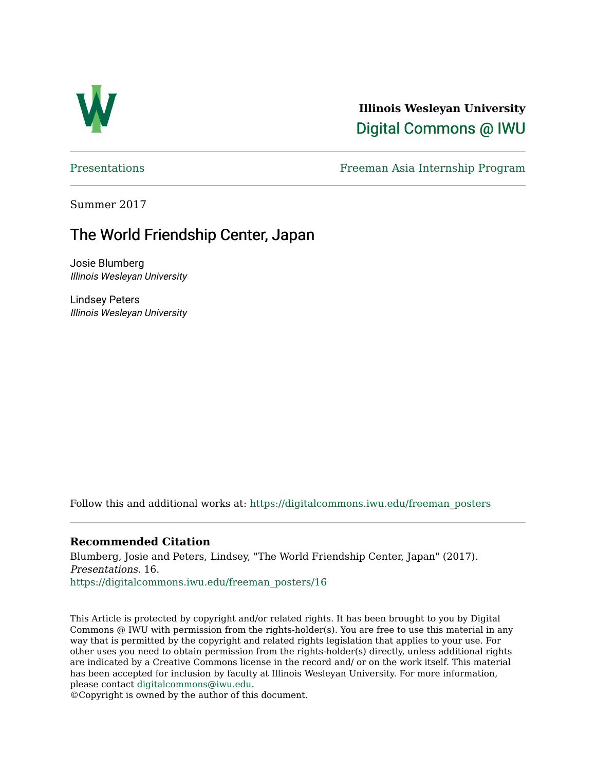**Illinois Wesleyan University**

**Digital Commons @ IWU**

Presentations — Freeman Asia Internship Program

Summer 2017

# The World Friendship Center, Japan

Josie Blumberg
*Illinois Wesleyan University*

Lindsey Peters
*Illinois Wesleyan University*

Follow this and additional works at: https://digitalcommons.iwu.edu/freeman_posters

## Recommended Citation

Blumberg, Josie and Peters, Lindsey, "The World Friendship Center, Japan" (2017). *Presentations*. 16.
https://digitalcommons.iwu.edu/freeman_posters/16

This Article is protected by copyright and/or related rights. It has been brought to you by Digital Commons @ IWU with permission from the rights-holder(s). You are free to use this material in any way that is permitted by the copyright and related rights legislation that applies to your use. For other uses you need to obtain permission from the rights-holder(s) directly, unless additional rights are indicated by a Creative Commons license in the record and/ or on the work itself. This material has been accepted for inclusion by faculty at Illinois Wesleyan University. For more information, please contact digitalcommons@iwu.edu.
©Copyright is owned by the author of this document.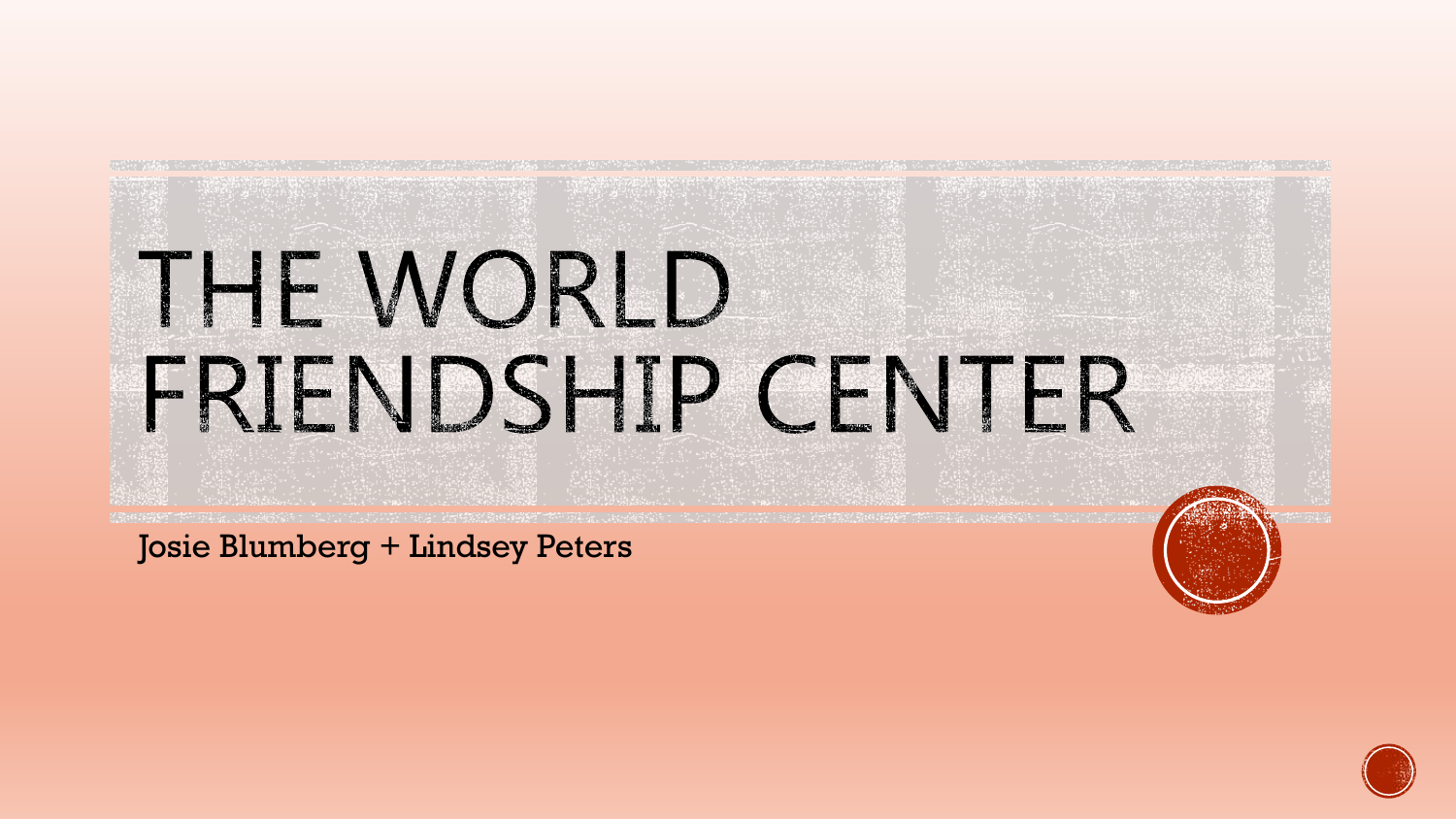# THE WORLD FRIENDSHIP CENTER

Josie Blumberg + Lindsey Peters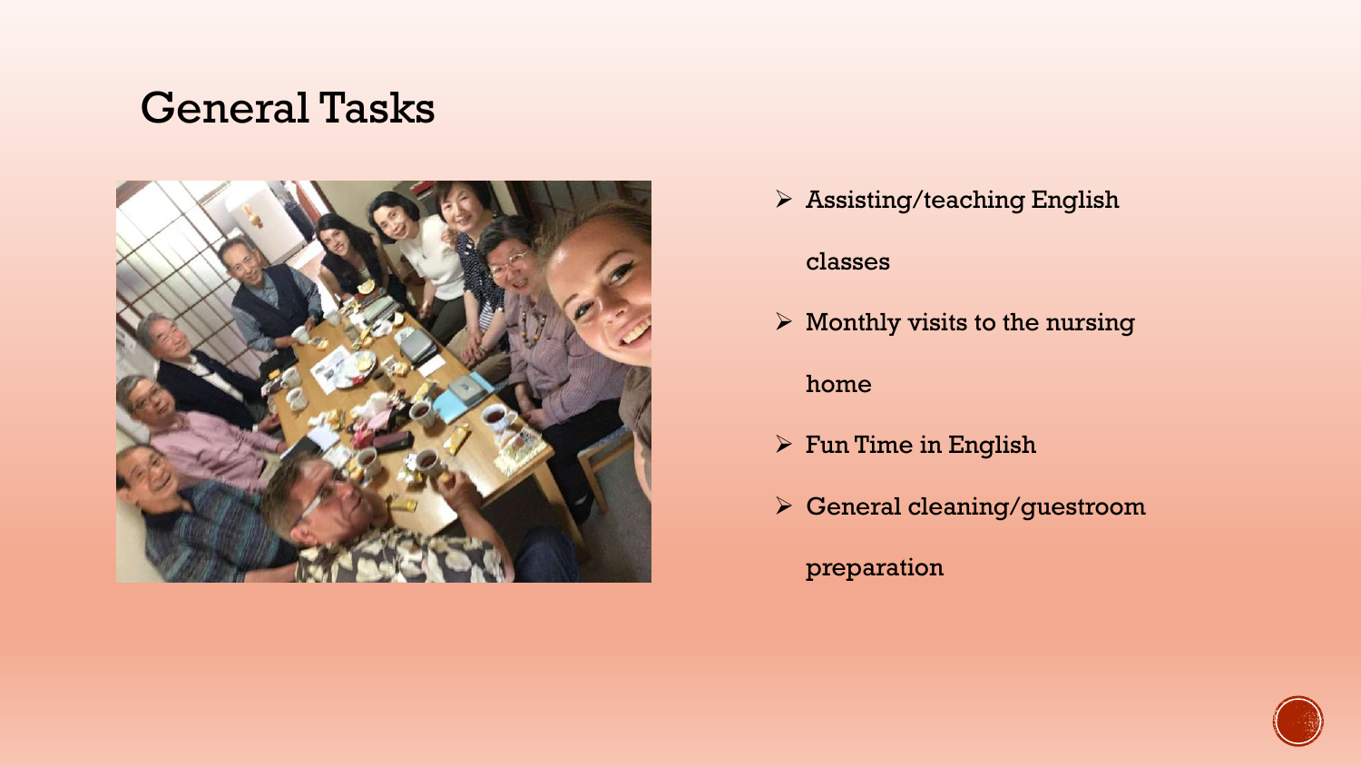## General Tasks

- Assisting/teaching English classes
- Monthly visits to the nursing home
- Fun Time in English
- General cleaning/guestroom preparation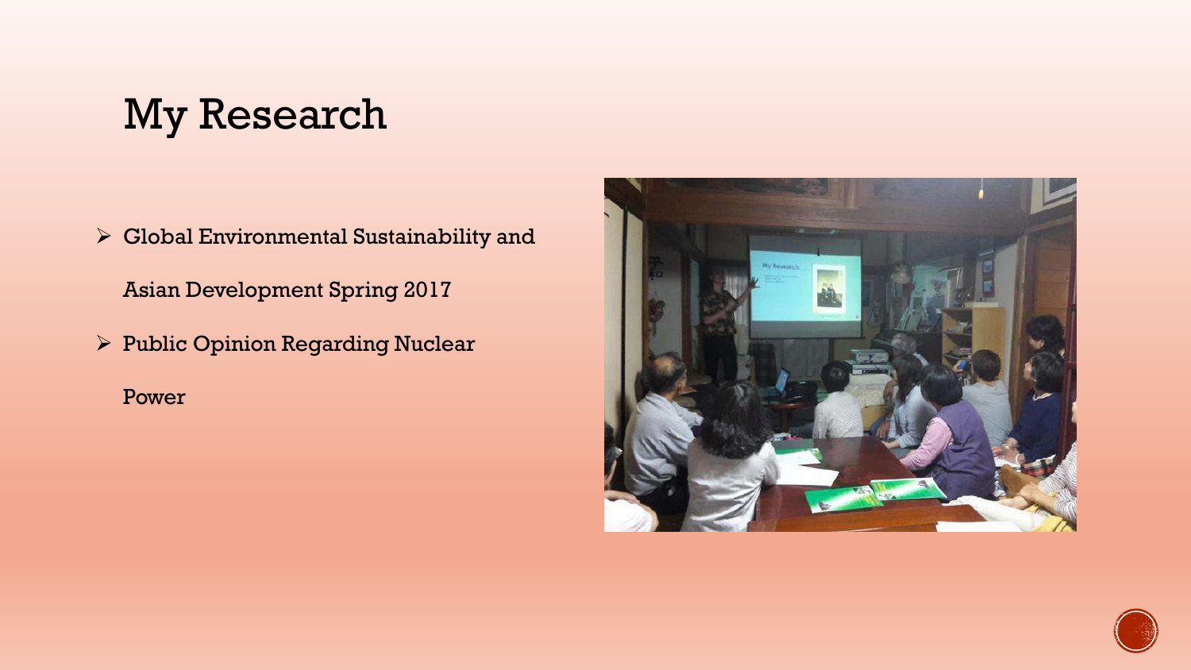# My Research

- Global Environmental Sustainability and Asian Development Spring 2017
- Public Opinion Regarding Nuclear Power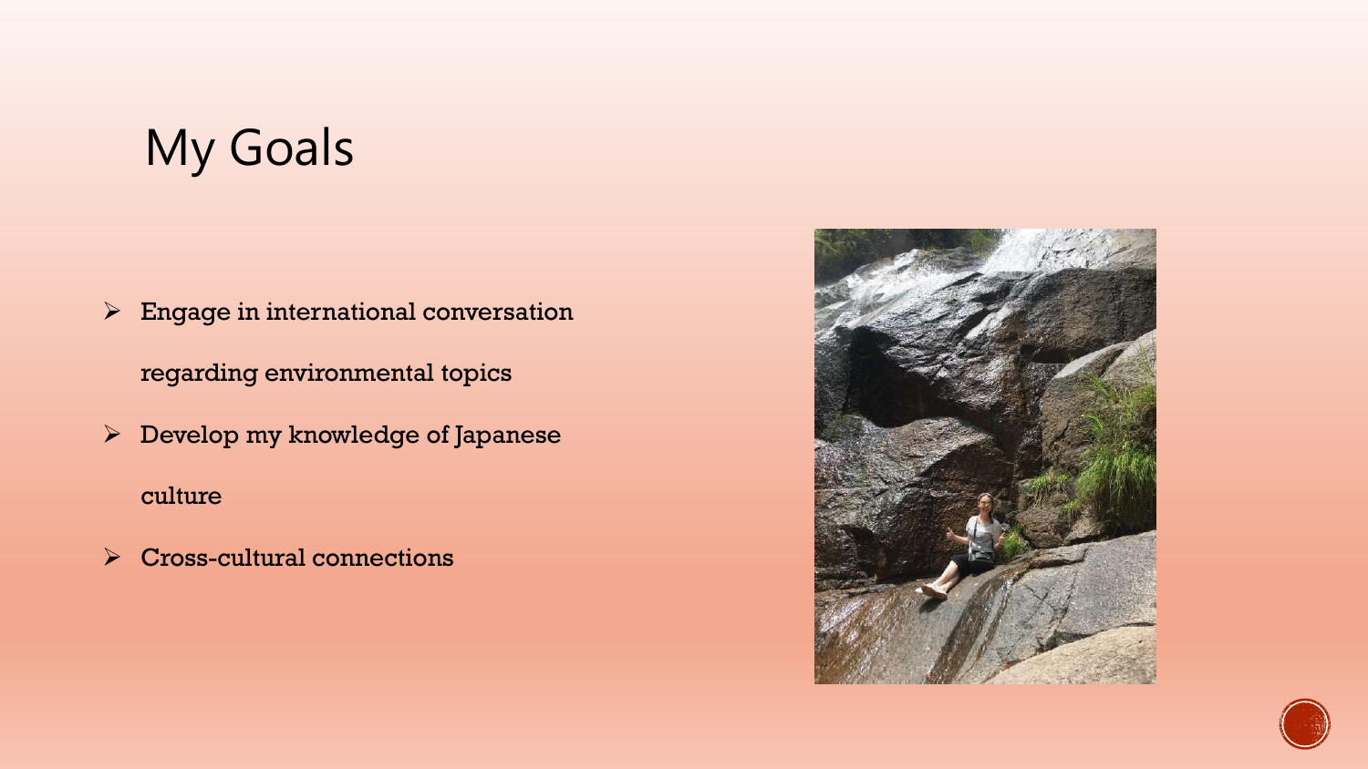# My Goals

- Engage in international conversation regarding environmental topics
- Develop my knowledge of Japanese culture
- Cross-cultural connections